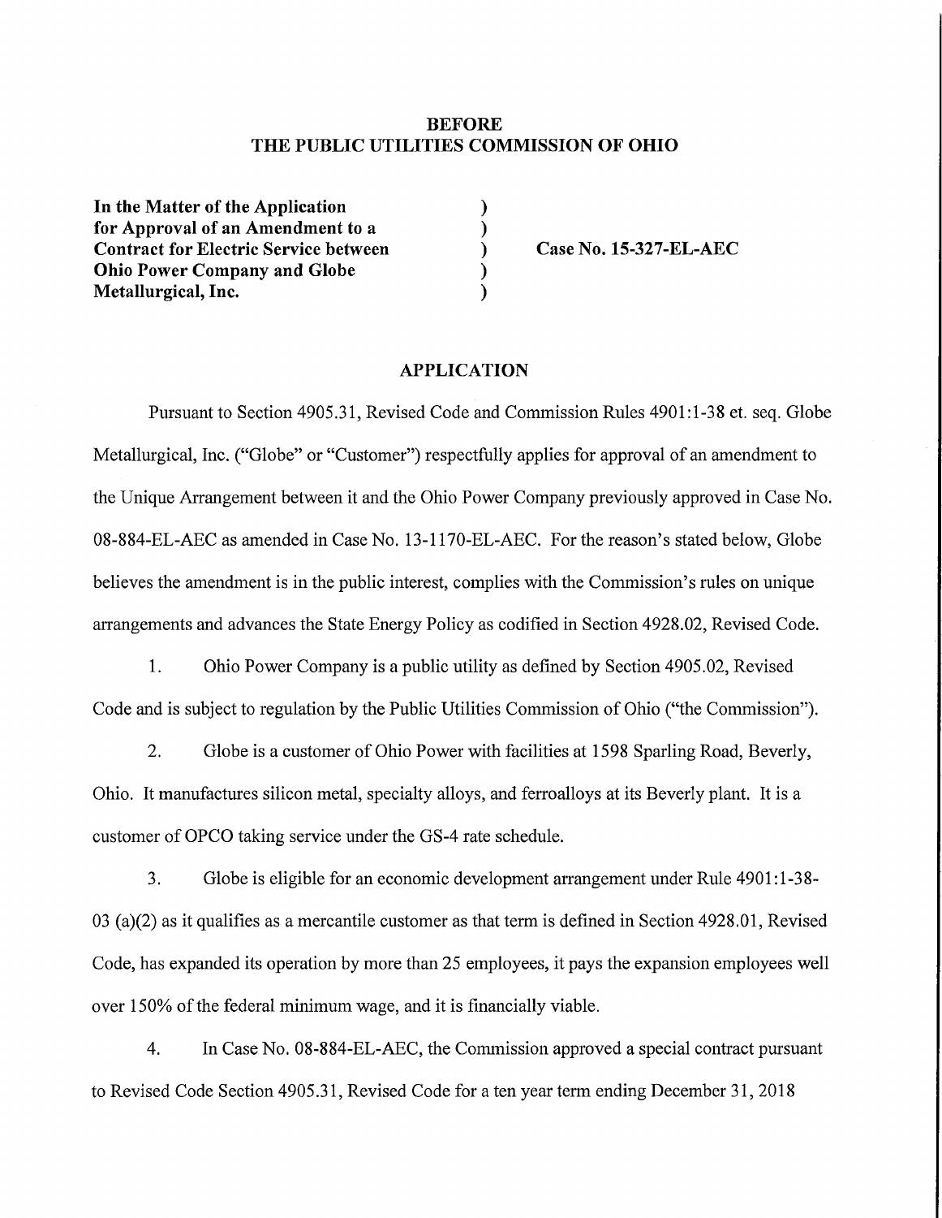**BEFORE**
**THE PUBLIC UTILITIES COMMISSION OF OHIO**

| | | |
|---|---|---|
| **In the Matter of the Application for Approval of an Amendment to a Contract for Electric Service between Ohio Power Company and Globe Metallurgical, Inc.** | ) ) ) ) ) | **Case No. 15-327-EL-AEC** |

## APPLICATION

Pursuant to Section 4905.31, Revised Code and Commission Rules 4901:1-38 et. seq. Globe Metallurgical, Inc. ("Globe" or "Customer") respectfully applies for approval of an amendment to the Unique Arrangement between it and the Ohio Power Company previously approved in Case No. 08-884-EL-AEC as amended in Case No. 13-1170-EL-AEC. For the reason's stated below, Globe believes the amendment is in the public interest, complies with the Commission's rules on unique arrangements and advances the State Energy Policy as codified in Section 4928.02, Revised Code.

1. Ohio Power Company is a public utility as defined by Section 4905.02, Revised Code and is subject to regulation by the Public Utilities Commission of Ohio ("the Commission").

2. Globe is a customer of Ohio Power with facilities at 1598 Sparling Road, Beverly, Ohio. It manufactures silicon metal, specialty alloys, and ferroalloys at its Beverly plant. It is a customer of OPCO taking service under the GS-4 rate schedule.

3. Globe is eligible for an economic development arrangement under Rule 4901:1-38-03 (a)(2) as it qualifies as a mercantile customer as that term is defined in Section 4928.01, Revised Code, has expanded its operation by more than 25 employees, it pays the expansion employees well over 150% of the federal minimum wage, and it is financially viable.

4. In Case No. 08-884-EL-AEC, the Commission approved a special contract pursuant to Revised Code Section 4905.31, Revised Code for a ten year term ending December 31, 2018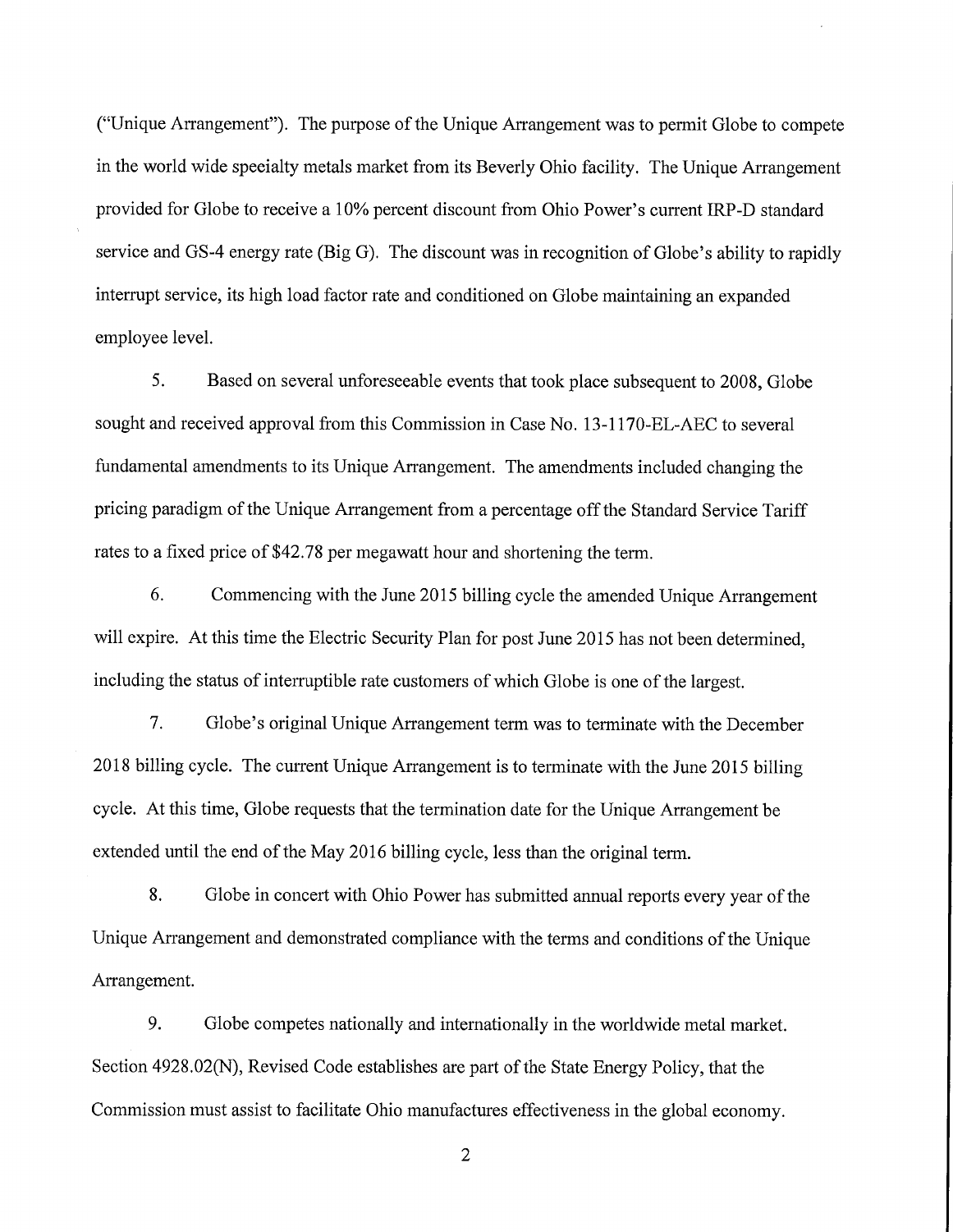("Unique Arrangement"). The purpose of the Unique Arrangement was to permit Globe to compete in the world wide specialty metals market from its Beverly Ohio facility. The Unique Arrangement provided for Globe to receive a 10% percent discount from Ohio Power's current IRP-D standard service and GS-4 energy rate (Big G). The discount was in recognition of Globe's ability to rapidly interrupt service, its high load factor rate and conditioned on Globe maintaining an expanded employee level.

5. Based on several unforeseeable events that took place subsequent to 2008, Globe sought and received approval from this Commission in Case No. 13-1170-EL-AEC to several fundamental amendments to its Unique Arrangement. The amendments included changing the pricing paradigm of the Unique Arrangement from a percentage off the Standard Service Tariff rates to a fixed price of $42.78 per megawatt hour and shortening the term.

6. Commencing with the June 2015 billing cycle the amended Unique Arrangement will expire. At this time the Electric Security Plan for post June 2015 has not been determined, including the status of interruptible rate customers of which Globe is one of the largest.

7. Globe's original Unique Arrangement term was to terminate with the December 2018 billing cycle. The current Unique Arrangement is to terminate with the June 2015 billing cycle. At this time, Globe requests that the termination date for the Unique Arrangement be extended until the end of the May 2016 billing cycle, less than the original term.

8. Globe in concert with Ohio Power has submitted annual reports every year of the Unique Arrangement and demonstrated compliance with the terms and conditions of the Unique Arrangement.

9. Globe competes nationally and internationally in the worldwide metal market. Section 4928.02(N), Revised Code establishes are part of the State Energy Policy, that the Commission must assist to facilitate Ohio manufactures effectiveness in the global economy.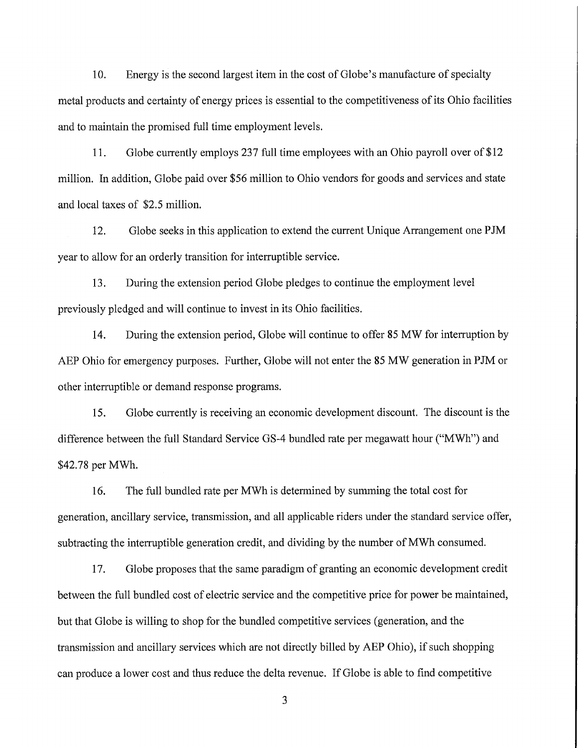10. Energy is the second largest item in the cost of Globe's manufacture of specialty metal products and certainty of energy prices is essential to the competitiveness of its Ohio facilities and to maintain the promised full time employment levels.

11. Globe currently employs 237 full time employees with an Ohio payroll over of $12 million. In addition, Globe paid over $56 million to Ohio vendors for goods and services and state and local taxes of $2.5 million.

12. Globe seeks in this application to extend the current Unique Arrangement one PJM year to allow for an orderly transition for interruptible service.

13. During the extension period Globe pledges to continue the employment level previously pledged and will continue to invest in its Ohio facilities.

14. During the extension period, Globe will continue to offer 85 MW for interruption by AEP Ohio for emergency purposes. Further, Globe will not enter the 85 MW generation in PJM or other interruptible or demand response programs.

15. Globe currently is receiving an economic development discount. The discount is the difference between the full Standard Service GS-4 bundled rate per megawatt hour ("MWh") and $42.78 per MWh.

16. The full bundled rate per MWh is determined by summing the total cost for generation, ancillary service, transmission, and all applicable riders under the standard service offer, subtracting the interruptible generation credit, and dividing by the number of MWh consumed.

17. Globe proposes that the same paradigm of granting an economic development credit between the full bundled cost of electric service and the competitive price for power be maintained, but that Globe is willing to shop for the bundled competitive services (generation, and the transmission and ancillary services which are not directly billed by AEP Ohio), if such shopping can produce a lower cost and thus reduce the delta revenue. If Globe is able to find competitive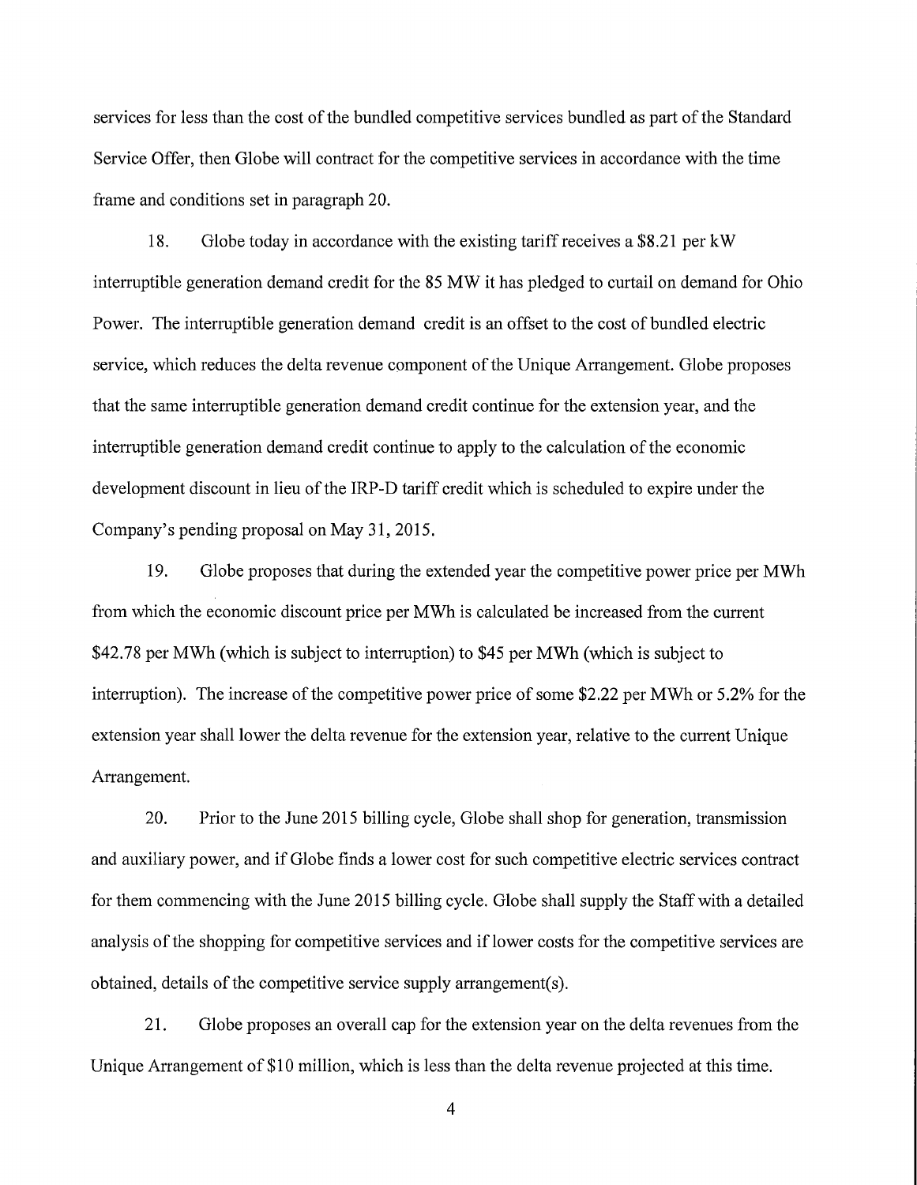services for less than the cost of the bundled competitive services bundled as part of the Standard Service Offer, then Globe will contract for the competitive services in accordance with the time frame and conditions set in paragraph 20.

18. Globe today in accordance with the existing tariff receives a $8.21 per kW interruptible generation demand credit for the 85 MW it has pledged to curtail on demand for Ohio Power. The interruptible generation demand credit is an offset to the cost of bundled electric service, which reduces the delta revenue component of the Unique Arrangement. Globe proposes that the same interruptible generation demand credit continue for the extension year, and the interruptible generation demand credit continue to apply to the calculation of the economic development discount in lieu of the IRP-D tariff credit which is scheduled to expire under the Company's pending proposal on May 31, 2015.

19. Globe proposes that during the extended year the competitive power price per MWh from which the economic discount price per MWh is calculated be increased from the current $42.78 per MWh (which is subject to interruption) to $45 per MWh (which is subject to interruption). The increase of the competitive power price of some $2.22 per MWh or 5.2% for the extension year shall lower the delta revenue for the extension year, relative to the current Unique Arrangement.

20. Prior to the June 2015 billing cycle, Globe shall shop for generation, transmission and auxiliary power, and if Globe finds a lower cost for such competitive electric services contract for them commencing with the June 2015 billing cycle. Globe shall supply the Staff with a detailed analysis of the shopping for competitive services and if lower costs for the competitive services are obtained, details of the competitive service supply arrangement(s).

21. Globe proposes an overall cap for the extension year on the delta revenues from the Unique Arrangement of $10 million, which is less than the delta revenue projected at this time.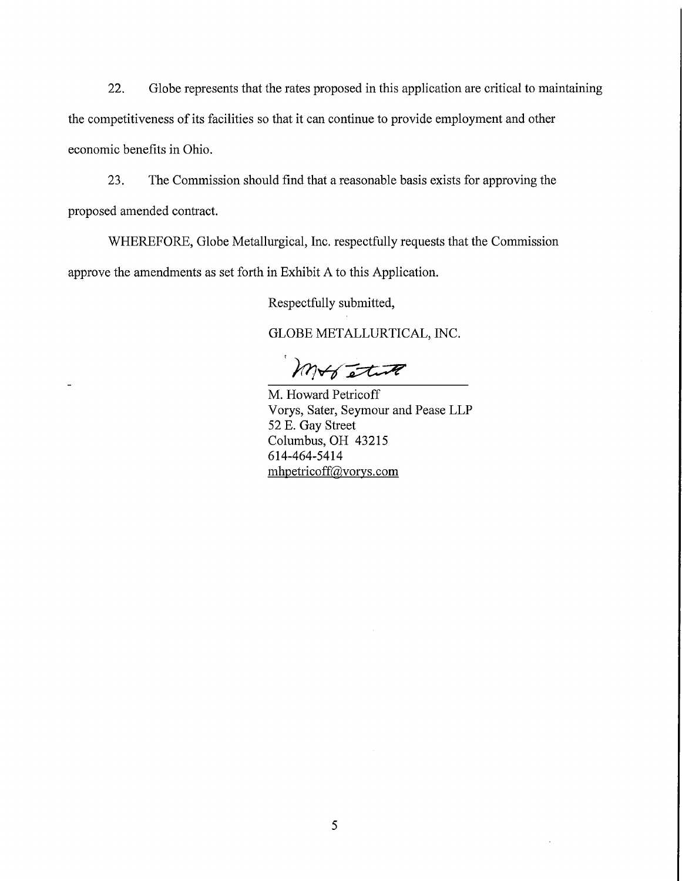22. Globe represents that the rates proposed in this application are critical to maintaining the competitiveness of its facilities so that it can continue to provide employment and other economic benefits in Ohio.

23. The Commission should find that a reasonable basis exists for approving the proposed amended contract.

WHEREFORE, Globe Metallurgical, Inc. respectfully requests that the Commission approve the amendments as set forth in Exhibit A to this Application.

Respectfully submitted,

GLOBE METALLURTICAL, INC.

M. Howard Petricoff
Vorys, Sater, Seymour and Pease LLP
52 E. Gay Street
Columbus, OH 43215
614-464-5414
mhpetricoff@vorys.com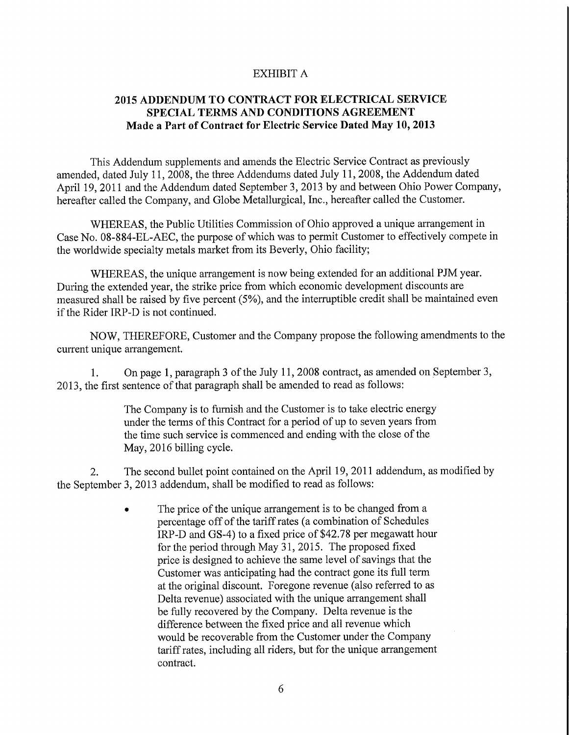EXHIBIT A

## 2015 ADDENDUM TO CONTRACT FOR ELECTRICAL SERVICE SPECIAL TERMS AND CONDITIONS AGREEMENT Made a Part of Contract for Electric Service Dated May 10, 2013

This Addendum supplements and amends the Electric Service Contract as previously amended, dated July 11, 2008, the three Addendums dated July 11, 2008, the Addendum dated April 19, 2011 and the Addendum dated September 3, 2013 by and between Ohio Power Company, hereafter called the Company, and Globe Metallurgical, Inc., hereafter called the Customer.

WHEREAS, the Public Utilities Commission of Ohio approved a unique arrangement in Case No. 08-884-EL-AEC, the purpose of which was to permit Customer to effectively compete in the worldwide specialty metals market from its Beverly, Ohio facility;

WHEREAS, the unique arrangement is now being extended for an additional PJM year. During the extended year, the strike price from which economic development discounts are measured shall be raised by five percent (5%), and the interruptible credit shall be maintained even if the Rider IRP-D is not continued.

NOW, THEREFORE, Customer and the Company propose the following amendments to the current unique arrangement.

1. On page 1, paragraph 3 of the July 11, 2008 contract, as amended on September 3, 2013, the first sentence of that paragraph shall be amended to read as follows:

> The Company is to furnish and the Customer is to take electric energy under the terms of this Contract for a period of up to seven years from the time such service is commenced and ending with the close of the May, 2016 billing cycle.

2. The second bullet point contained on the April 19, 2011 addendum, as modified by the September 3, 2013 addendum, shall be modified to read as follows:

   - The price of the unique arrangement is to be changed from a percentage off of the tariff rates (a combination of Schedules IRP-D and GS-4) to a fixed price of $42.78 per megawatt hour for the period through May 31, 2015. The proposed fixed price is designed to achieve the same level of savings that the Customer was anticipating had the contract gone its full term at the original discount. Foregone revenue (also referred to as Delta revenue) associated with the unique arrangement shall be fully recovered by the Company. Delta revenue is the difference between the fixed price and all revenue which would be recoverable from the Customer under the Company tariff rates, including all riders, but for the unique arrangement contract.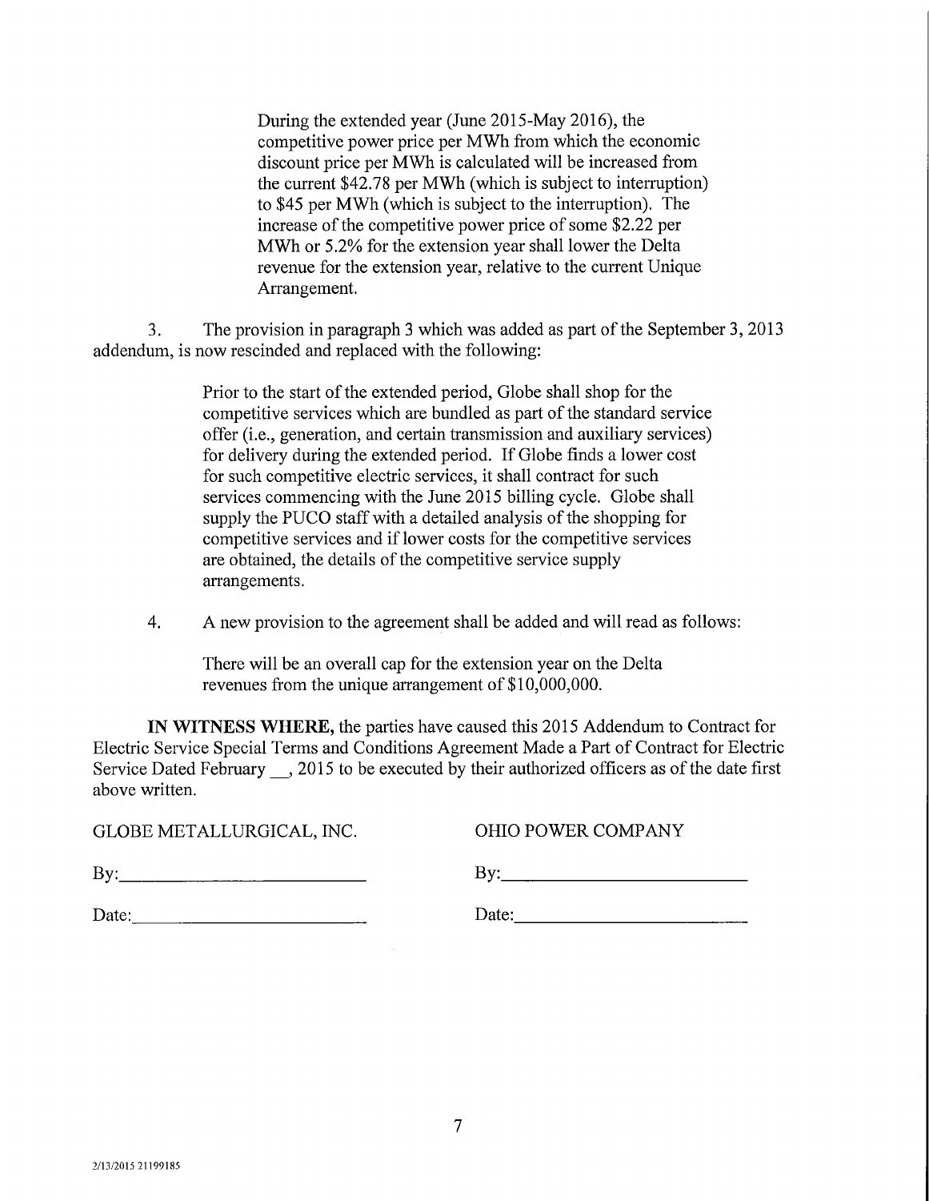During the extended year (June 2015-May 2016), the competitive power price per MWh from which the economic discount price per MWh is calculated will be increased from the current $42.78 per MWh (which is subject to interruption) to $45 per MWh (which is subject to the interruption). The increase of the competitive power price of some $2.22 per MWh or 5.2% for the extension year shall lower the Delta revenue for the extension year, relative to the current Unique Arrangement.

3. The provision in paragraph 3 which was added as part of the September 3, 2013 addendum, is now rescinded and replaced with the following:

> Prior to the start of the extended period, Globe shall shop for the competitive services which are bundled as part of the standard service offer (i.e., generation, and certain transmission and auxiliary services) for delivery during the extended period. If Globe finds a lower cost for such competitive electric services, it shall contract for such services commencing with the June 2015 billing cycle. Globe shall supply the PUCO staff with a detailed analysis of the shopping for competitive services and if lower costs for the competitive services are obtained, the details of the competitive service supply arrangements.

4. A new provision to the agreement shall be added and will read as follows:

> There will be an overall cap for the extension year on the Delta revenues from the unique arrangement of $10,000,000.

**IN WITNESS WHERE,** the parties have caused this 2015 Addendum to Contract for Electric Service Special Terms and Conditions Agreement Made a Part of Contract for Electric Service Dated February __, 2015 to be executed by their authorized officers as of the date first above written.

| GLOBE METALLURGICAL, INC. | OHIO POWER COMPANY |
|---|---|
| By:______________________ | By:______________________ |
| Date:____________________ | Date:____________________ |

2/13/2015 21199185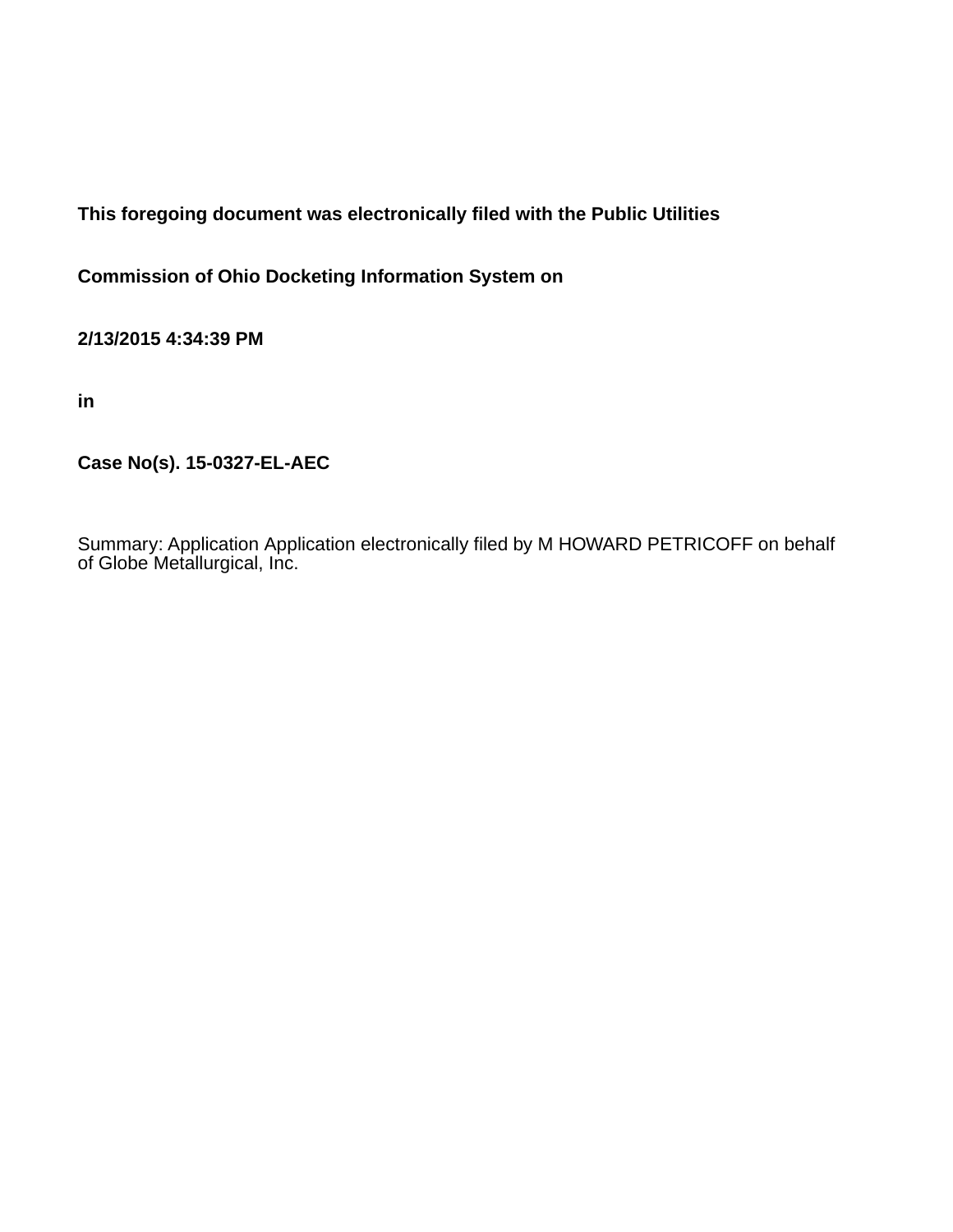**This foregoing document was electronically filed with the Public Utilities**

**Commission of Ohio Docketing Information System on**

**2/13/2015 4:34:39 PM**

**in**

**Case No(s). 15-0327-EL-AEC**

Summary: Application Application electronically filed by M HOWARD PETRICOFF on behalf of Globe Metallurgical, Inc.